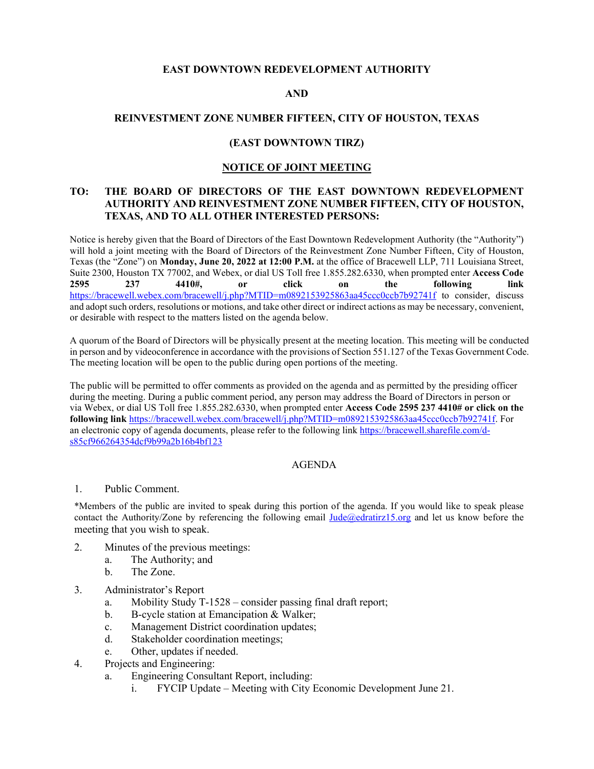**EAST DOWNTOWN REDEVELOPMENT AUTHORITY**

**AND**

**REINVESTMENT ZONE NUMBER FIFTEEN, CITY OF HOUSTON, TEXAS**

**(EAST DOWNTOWN TIRZ)**

**NOTICE OF JOINT MEETING**

**TO: THE BOARD OF DIRECTORS OF THE EAST DOWNTOWN REDEVELOPMENT AUTHORITY AND REINVESTMENT ZONE NUMBER FIFTEEN, CITY OF HOUSTON, TEXAS, AND TO ALL OTHER INTERESTED PERSONS:**

Notice is hereby given that the Board of Directors of the East Downtown Redevelopment Authority (the "Authority") will hold a joint meeting with the Board of Directors of the Reinvestment Zone Number Fifteen, City of Houston, Texas (the "Zone") on **Monday, June 20, 2022 at 12:00 P.M.** at the office of Bracewell LLP, 711 Louisiana Street, Suite 2300, Houston TX 77002, and Webex, or dial US Toll free 1.855.282.6330, when prompted enter **Access Code 2595 237 4410#**, or click on the following link https://bracewell.webex.com/bracewell/j.php?MTID=m0892153925863aa45ccc0ccb7b92741f to consider, discuss and adopt such orders, resolutions or motions, and take other direct or indirect actions as may be necessary, convenient, or desirable with respect to the matters listed on the agenda below.

A quorum of the Board of Directors will be physically present at the meeting location. This meeting will be conducted in person and by videoconference in accordance with the provisions of Section 551.127 of the Texas Government Code. The meeting location will be open to the public during open portions of the meeting.

The public will be permitted to offer comments as provided on the agenda and as permitted by the presiding officer during the meeting. During a public comment period, any person may address the Board of Directors in person or via Webex, or dial US Toll free 1.855.282.6330, when prompted enter **Access Code 2595 237 4410# or click on the following link** https://bracewell.webex.com/bracewell/j.php?MTID=m0892153925863aa45ccc0ccb7b92741f. For an electronic copy of agenda documents, please refer to the following link https://bracewell.sharefile.com/d-s85cf966264354dcf9b99a2b16b4bf123

AGENDA

1. Public Comment.

*Members of the public are invited to speak during this portion of the agenda. If you would like to speak please contact the Authority/Zone by referencing the following email Jude@edratirz15.org and let us know before the meeting that you wish to speak.

2. Minutes of the previous meetings:
   a. The Authority; and
   b. The Zone.
3. Administrator's Report
   a. Mobility Study T-1528 – consider passing final draft report;
   b. B-cycle station at Emancipation & Walker;
   c. Management District coordination updates;
   d. Stakeholder coordination meetings;
   e. Other, updates if needed.
4. Projects and Engineering:
   a. Engineering Consultant Report, including:
      i. FYCIP Update – Meeting with City Economic Development June 21.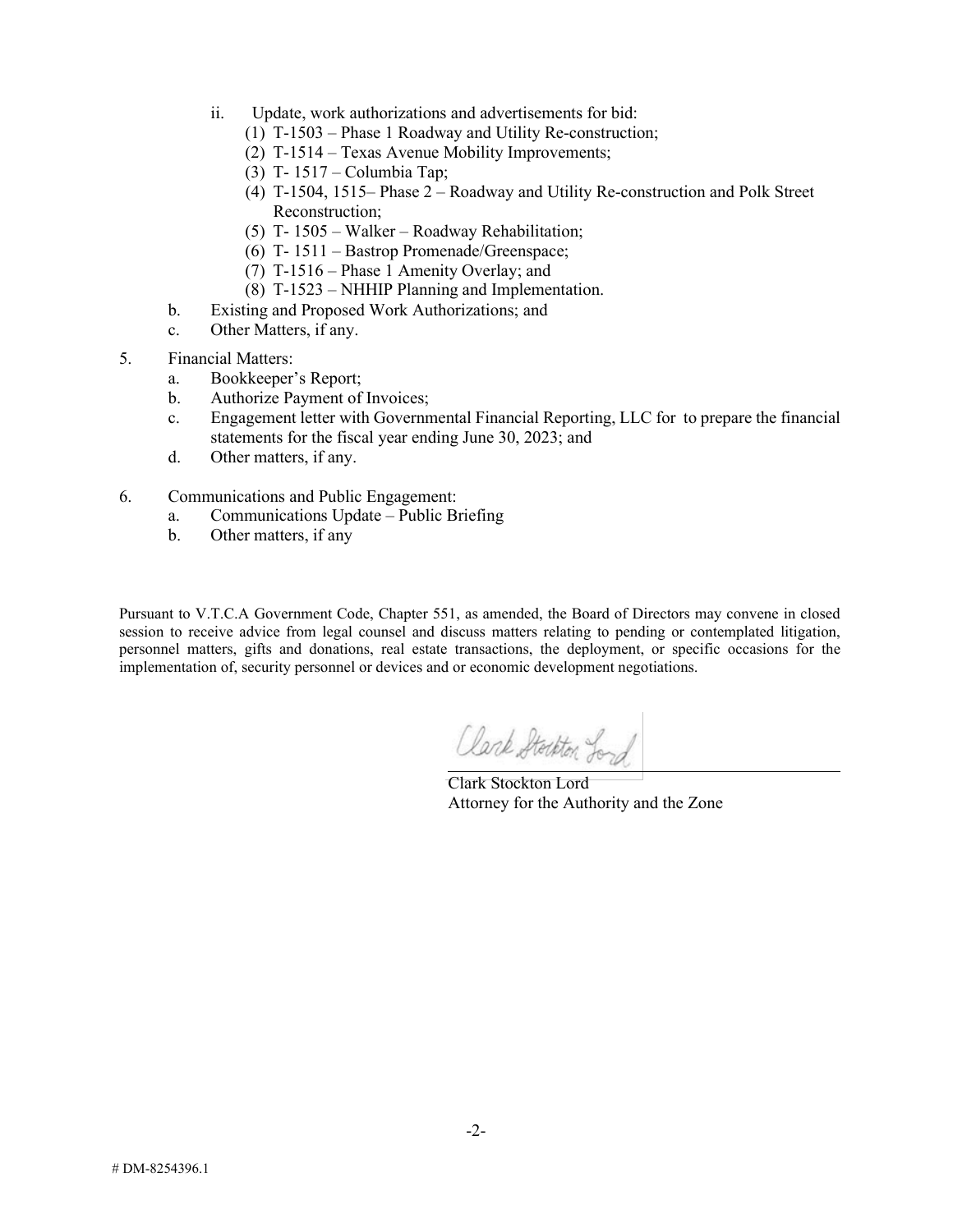ii. Update, work authorizations and advertisements for bid:
   (1) T-1503 – Phase 1 Roadway and Utility Re-construction;
   (2) T-1514 – Texas Avenue Mobility Improvements;
   (3) T- 1517 – Columbia Tap;
   (4) T-1504, 1515– Phase 2 – Roadway and Utility Re-construction and Polk Street Reconstruction;
   (5) T- 1505 – Walker – Roadway Rehabilitation;
   (6) T- 1511 – Bastrop Promenade/Greenspace;
   (7) T-1516 – Phase 1 Amenity Overlay; and
   (8) T-1523 – NHHIP Planning and Implementation.

b. Existing and Proposed Work Authorizations; and

c. Other Matters, if any.

5. Financial Matters:
   a. Bookkeeper's Report;
   b. Authorize Payment of Invoices;
   c. Engagement letter with Governmental Financial Reporting, LLC for to prepare the financial statements for the fiscal year ending June 30, 2023; and
   d. Other matters, if any.

6. Communications and Public Engagement:
   a. Communications Update – Public Briefing
   b. Other matters, if any

Pursuant to V.T.C.A Government Code, Chapter 551, as amended, the Board of Directors may convene in closed session to receive advice from legal counsel and discuss matters relating to pending or contemplated litigation, personnel matters, gifts and donations, real estate transactions, the deployment, or specific occasions for the implementation of, security personnel or devices and or economic development negotiations.

Clark Stockton Lord

Clark Stockton Lord
Attorney for the Authority and the Zone

# DM-8254396.1